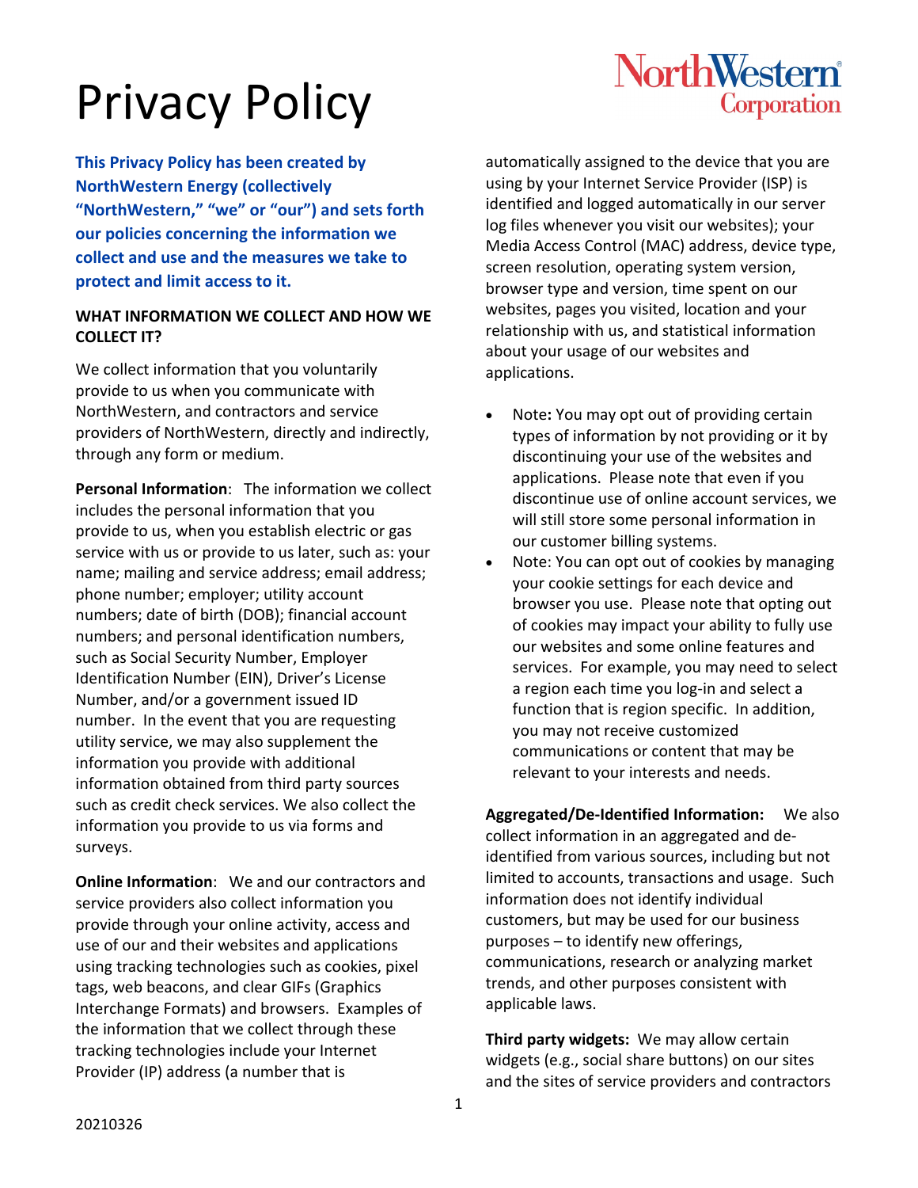# Privacy Policy

**This Privacy Policy has been created by NorthWestern Energy (collectively "NorthWestern," "we" or "our") and sets forth our policies concerning the information we collect and use and the measures we take to protect and limit access to it.**

## WHAT INFORMATION WE COLLECT AND HOW WE COLLECT IT?

We collect information that you voluntarily provide to us when you communicate with NorthWestern, and contractors and service providers of NorthWestern, directly and indirectly, through any form or medium.

**Personal Information**: The information we collect includes the personal information that you provide to us, when you establish electric or gas service with us or provide to us later, such as: your name; mailing and service address; email address; phone number; employer; utility account numbers; date of birth (DOB); financial account numbers; and personal identification numbers, such as Social Security Number, Employer Identification Number (EIN), Driver's License Number, and/or a government issued ID number. In the event that you are requesting utility service, we may also supplement the information you provide with additional information obtained from third party sources such as credit check services. We also collect the information you provide to us via forms and surveys.

**Online Information**: We and our contractors and service providers also collect information you provide through your online activity, access and use of our and their websites and applications using tracking technologies such as cookies, pixel tags, web beacons, and clear GIFs (Graphics Interchange Formats) and browsers. Examples of the information that we collect through these tracking technologies include your Internet Provider (IP) address (a number that is automatically assigned to the device that you are using by your Internet Service Provider (ISP) is identified and logged automatically in our server log files whenever you visit our websites); your Media Access Control (MAC) address, device type, screen resolution, operating system version, browser type and version, time spent on our websites, pages you visited, location and your relationship with us, and statistical information about your usage of our websites and applications.

- Note**:** You may opt out of providing certain types of information by not providing or it by discontinuing your use of the websites and applications. Please note that even if you discontinue use of online account services, we will still store some personal information in our customer billing systems.
- Note: You can opt out of cookies by managing your cookie settings for each device and browser you use. Please note that opting out of cookies may impact your ability to fully use our websites and some online features and services. For example, you may need to select a region each time you log-in and select a function that is region specific. In addition, you may not receive customized communications or content that may be relevant to your interests and needs.

**Aggregated/De-Identified Information:** We also collect information in an aggregated and de-identified from various sources, including but not limited to accounts, transactions and usage. Such information does not identify individual customers, but may be used for our business purposes – to identify new offerings, communications, research or analyzing market trends, and other purposes consistent with applicable laws.

**Third party widgets:** We may allow certain widgets (e.g., social share buttons) on our sites and the sites of service providers and contractors

20210326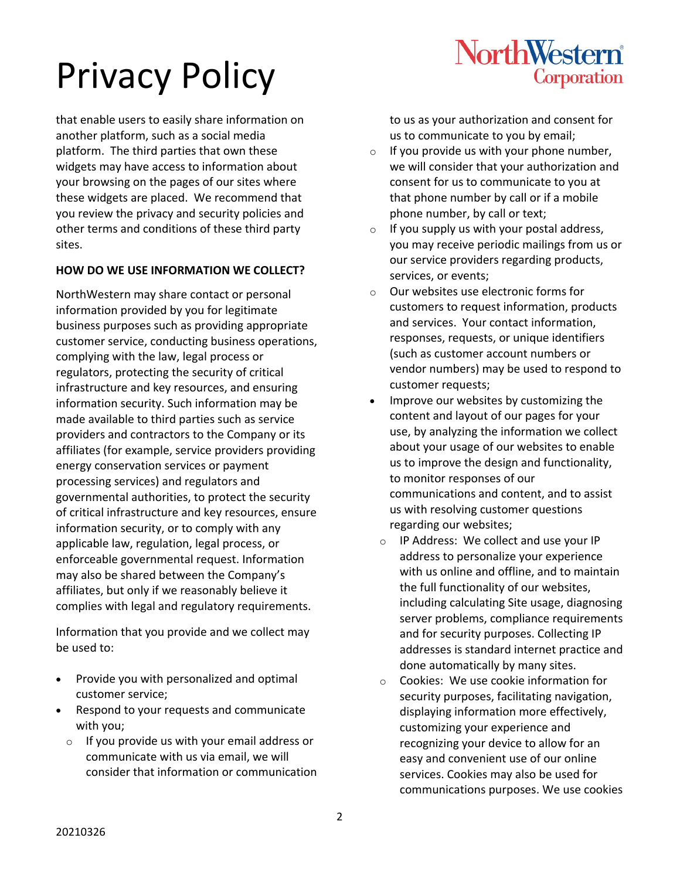that enable users to easily share information on another platform, such as a social media platform. The third parties that own these widgets may have access to information about your browsing on the pages of our sites where these widgets are placed. We recommend that you review the privacy and security policies and other terms and conditions of these third party sites.

**HOW DO WE USE INFORMATION WE COLLECT?**

NorthWestern may share contact or personal information provided by you for legitimate business purposes such as providing appropriate customer service, conducting business operations, complying with the law, legal process or regulators, protecting the security of critical infrastructure and key resources, and ensuring information security. Such information may be made available to third parties such as service providers and contractors to the Company or its affiliates (for example, service providers providing energy conservation services or payment processing services) and regulators and governmental authorities, to protect the security of critical infrastructure and key resources, ensure information security, or to comply with any applicable law, regulation, legal process, or enforceable governmental request. Information may also be shared between the Company's affiliates, but only if we reasonably believe it complies with legal and regulatory requirements.

Information that you provide and we collect may be used to:

- Provide you with personalized and optimal customer service;
- Respond to your requests and communicate with you;
  - If you provide us with your email address or communicate with us via email, we will consider that information or communication to us as your authorization and consent for us to communicate to you by email;
  - If you provide us with your phone number, we will consider that your authorization and consent for us to communicate to you at that phone number by call or if a mobile phone number, by call or text;
  - If you supply us with your postal address, you may receive periodic mailings from us or our service providers regarding products, services, or events;
  - Our websites use electronic forms for customers to request information, products and services. Your contact information, responses, requests, or unique identifiers (such as customer account numbers or vendor numbers) may be used to respond to customer requests;
- Improve our websites by customizing the content and layout of our pages for your use, by analyzing the information we collect about your usage of our websites to enable us to improve the design and functionality, to monitor responses of our communications and content, and to assist us with resolving customer questions regarding our websites;
  - IP Address: We collect and use your IP address to personalize your experience with us online and offline, and to maintain the full functionality of our websites, including calculating Site usage, diagnosing server problems, compliance requirements and for security purposes. Collecting IP addresses is standard internet practice and done automatically by many sites.
  - Cookies: We use cookie information for security purposes, facilitating navigation, displaying information more effectively, customizing your experience and recognizing your device to allow for an easy and convenient use of our online services. Cookies may also be used for communications purposes. We use cookies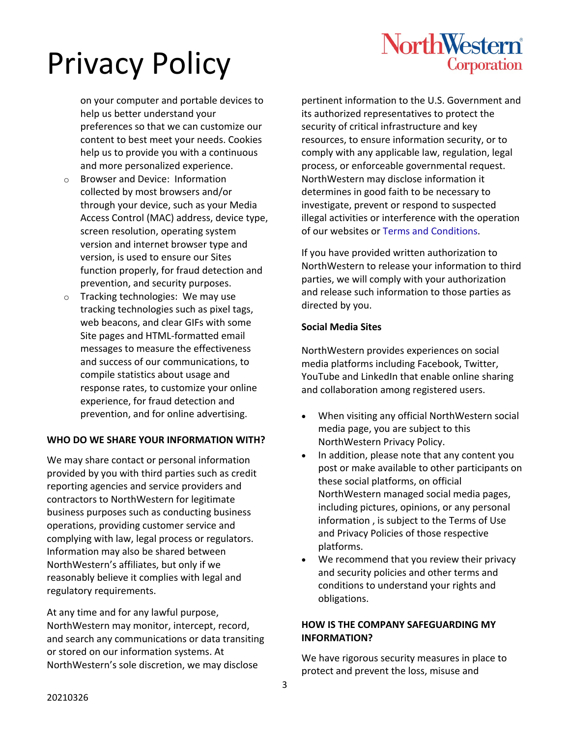on your computer and portable devices to help us better understand your preferences so that we can customize our content to best meet your needs. Cookies help us to provide you with a continuous and more personalized experience.

- Browser and Device: Information collected by most browsers and/or through your device, such as your Media Access Control (MAC) address, device type, screen resolution, operating system version and internet browser type and version, is used to ensure our Sites function properly, for fraud detection and prevention, and security purposes.
- Tracking technologies: We may use tracking technologies such as pixel tags, web beacons, and clear GIFs with some Site pages and HTML-formatted email messages to measure the effectiveness and success of our communications, to compile statistics about usage and response rates, to customize your online experience, for fraud detection and prevention, and for online advertising.

**WHO DO WE SHARE YOUR INFORMATION WITH?**

We may share contact or personal information provided by you with third parties such as credit reporting agencies and service providers and contractors to NorthWestern for legitimate business purposes such as conducting business operations, providing customer service and complying with law, legal process or regulators. Information may also be shared between NorthWestern's affiliates, but only if we reasonably believe it complies with legal and regulatory requirements.

At any time and for any lawful purpose, NorthWestern may monitor, intercept, record, and search any communications or data transiting or stored on our information systems. At NorthWestern's sole discretion, we may disclose pertinent information to the U.S. Government and its authorized representatives to protect the security of critical infrastructure and key resources, to ensure information security, or to comply with any applicable law, regulation, legal process, or enforceable governmental request. NorthWestern may disclose information it determines in good faith to be necessary to investigate, prevent or respond to suspected illegal activities or interference with the operation of our websites or Terms and Conditions.

If you have provided written authorization to NorthWestern to release your information to third parties, we will comply with your authorization and release such information to those parties as directed by you.

**Social Media Sites**

NorthWestern provides experiences on social media platforms including Facebook, Twitter, YouTube and LinkedIn that enable online sharing and collaboration among registered users.

- When visiting any official NorthWestern social media page, you are subject to this NorthWestern Privacy Policy.
- In addition, please note that any content you post or make available to other participants on these social platforms, on official NorthWestern managed social media pages, including pictures, opinions, or any personal information , is subject to the Terms of Use and Privacy Policies of those respective platforms.
- We recommend that you review their privacy and security policies and other terms and conditions to understand your rights and obligations.

**HOW IS THE COMPANY SAFEGUARDING MY INFORMATION?**

We have rigorous security measures in place to protect and prevent the loss, misuse and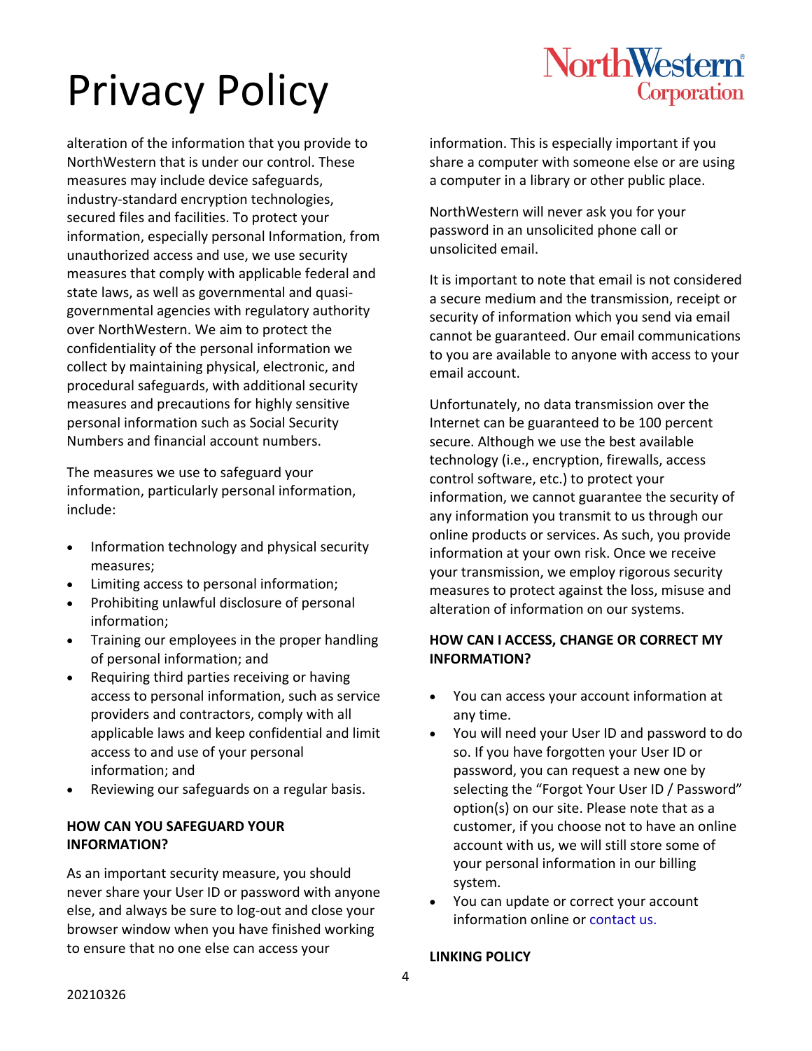alteration of the information that you provide to NorthWestern that is under our control. These measures may include device safeguards, industry-standard encryption technologies, secured files and facilities. To protect your information, especially personal Information, from unauthorized access and use, we use security measures that comply with applicable federal and state laws, as well as governmental and quasi-governmental agencies with regulatory authority over NorthWestern. We aim to protect the confidentiality of the personal information we collect by maintaining physical, electronic, and procedural safeguards, with additional security measures and precautions for highly sensitive personal information such as Social Security Numbers and financial account numbers.

The measures we use to safeguard your information, particularly personal information, include:

- Information technology and physical security measures;
- Limiting access to personal information;
- Prohibiting unlawful disclosure of personal information;
- Training our employees in the proper handling of personal information; and
- Requiring third parties receiving or having access to personal information, such as service providers and contractors, comply with all applicable laws and keep confidential and limit access to and use of your personal information; and
- Reviewing our safeguards on a regular basis.

**HOW CAN YOU SAFEGUARD YOUR INFORMATION?**

As an important security measure, you should never share your User ID or password with anyone else, and always be sure to log-out and close your browser window when you have finished working to ensure that no one else can access your information. This is especially important if you share a computer with someone else or are using a computer in a library or other public place.

NorthWestern will never ask you for your password in an unsolicited phone call or unsolicited email.

It is important to note that email is not considered a secure medium and the transmission, receipt or security of information which you send via email cannot be guaranteed. Our email communications to you are available to anyone with access to your email account.

Unfortunately, no data transmission over the Internet can be guaranteed to be 100 percent secure. Although we use the best available technology (i.e., encryption, firewalls, access control software, etc.) to protect your information, we cannot guarantee the security of any information you transmit to us through our online products or services. As such, you provide information at your own risk. Once we receive your transmission, we employ rigorous security measures to protect against the loss, misuse and alteration of information on our systems.

**HOW CAN I ACCESS, CHANGE OR CORRECT MY INFORMATION?**

- You can access your account information at any time.
- You will need your User ID and password to do so. If you have forgotten your User ID or password, you can request a new one by selecting the "Forgot Your User ID / Password" option(s) on our site. Please note that as a customer, if you choose not to have an online account with us, we will still store some of your personal information in our billing system.
- You can update or correct your account information online or contact us.

**LINKING POLICY**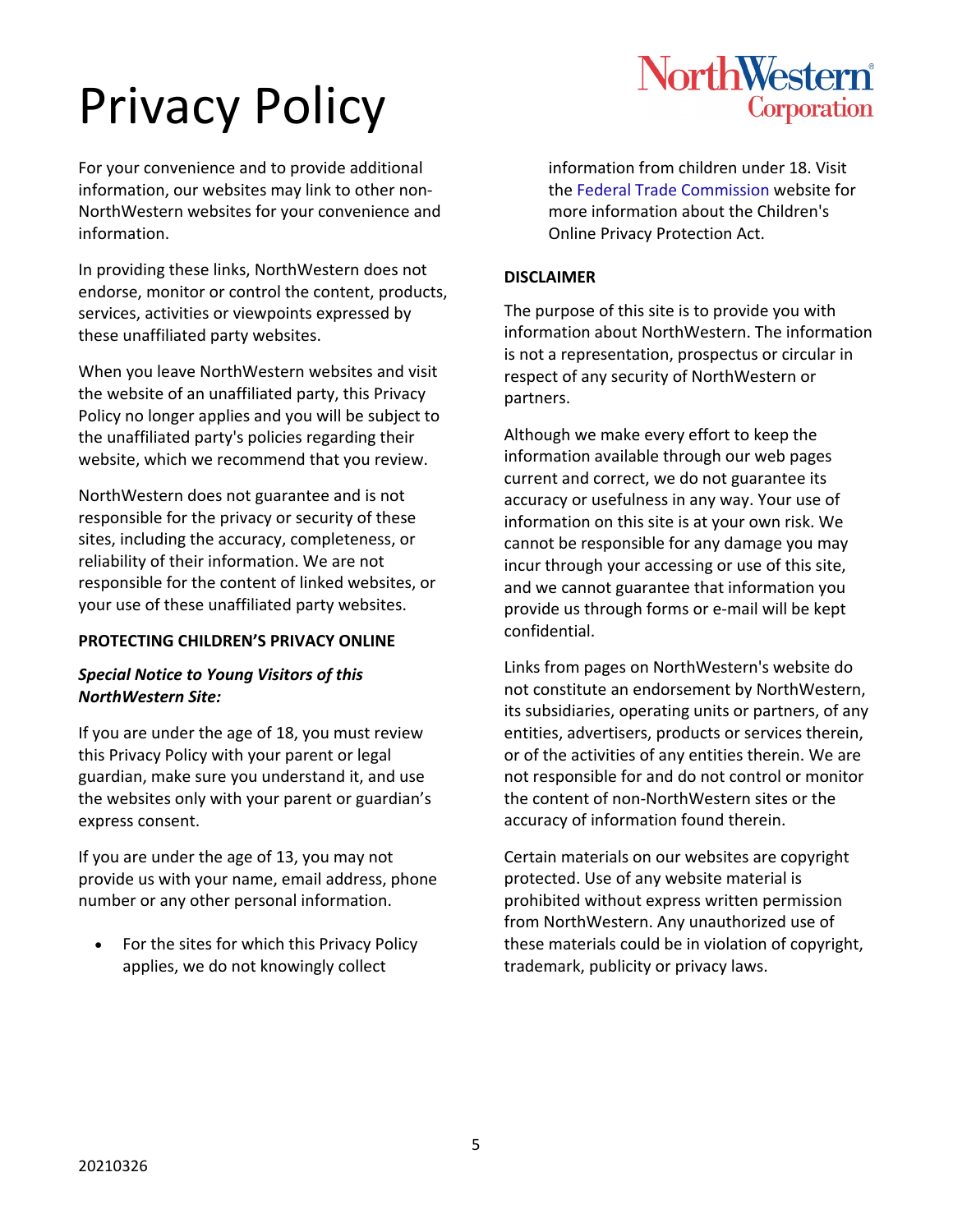# Privacy Policy

For your convenience and to provide additional information, our websites may link to other non-NorthWestern websites for your convenience and information.

In providing these links, NorthWestern does not endorse, monitor or control the content, products, services, activities or viewpoints expressed by these unaffiliated party websites.

When you leave NorthWestern websites and visit the website of an unaffiliated party, this Privacy Policy no longer applies and you will be subject to the unaffiliated party's policies regarding their website, which we recommend that you review.

NorthWestern does not guarantee and is not responsible for the privacy or security of these sites, including the accuracy, completeness, or reliability of their information. We are not responsible for the content of linked websites, or your use of these unaffiliated party websites.

**PROTECTING CHILDREN'S PRIVACY ONLINE**

***Special Notice to Young Visitors of this NorthWestern Site:***

If you are under the age of 18, you must review this Privacy Policy with your parent or legal guardian, make sure you understand it, and use the websites only with your parent or guardian's express consent.

If you are under the age of 13, you may not provide us with your name, email address, phone number or any other personal information.

- For the sites for which this Privacy Policy applies, we do not knowingly collect information from children under 18. Visit the Federal Trade Commission website for more information about the Children's Online Privacy Protection Act.

**DISCLAIMER**

The purpose of this site is to provide you with information about NorthWestern. The information is not a representation, prospectus or circular in respect of any security of NorthWestern or partners.

Although we make every effort to keep the information available through our web pages current and correct, we do not guarantee its accuracy or usefulness in any way. Your use of information on this site is at your own risk. We cannot be responsible for any damage you may incur through your accessing or use of this site, and we cannot guarantee that information you provide us through forms or e-mail will be kept confidential.

Links from pages on NorthWestern's website do not constitute an endorsement by NorthWestern, its subsidiaries, operating units or partners, of any entities, advertisers, products or services therein, or of the activities of any entities therein. We are not responsible for and do not control or monitor the content of non-NorthWestern sites or the accuracy of information found therein.

Certain materials on our websites are copyright protected. Use of any website material is prohibited without express written permission from NorthWestern. Any unauthorized use of these materials could be in violation of copyright, trademark, publicity or privacy laws.

20210326